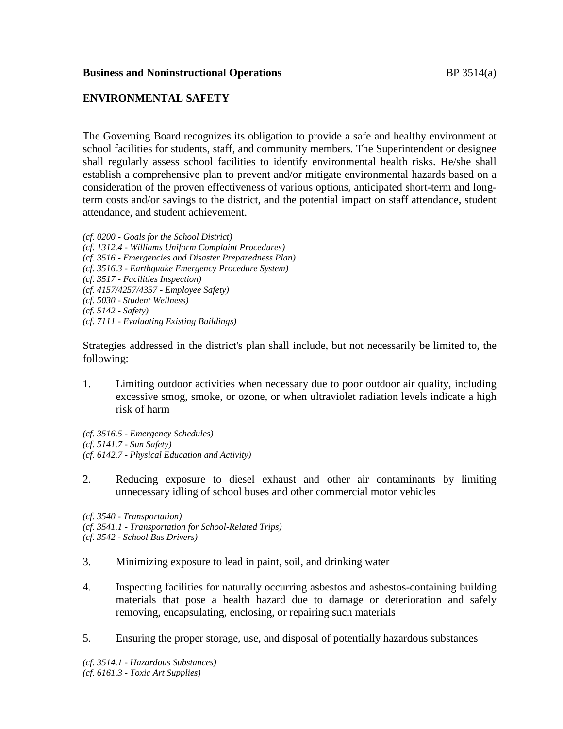**Business and Noninstructional Operations** BP 3514(a)

## ENVIRONMENTAL SAFETY

The Governing Board recognizes its obligation to provide a safe and healthy environment at school facilities for students, staff, and community members. The Superintendent or designee shall regularly assess school facilities to identify environmental health risks. He/she shall establish a comprehensive plan to prevent and/or mitigate environmental hazards based on a consideration of the proven effectiveness of various options, anticipated short-term and long-term costs and/or savings to the district, and the potential impact on staff attendance, student attendance, and student achievement.

*(cf. 0200 - Goals for the School District)*
*(cf. 1312.4 - Williams Uniform Complaint Procedures)*
*(cf. 3516 - Emergencies and Disaster Preparedness Plan)*
*(cf. 3516.3 - Earthquake Emergency Procedure System)*
*(cf. 3517 - Facilities Inspection)*
*(cf. 4157/4257/4357 - Employee Safety)*
*(cf. 5030 - Student Wellness)*
*(cf. 5142 - Safety)*
*(cf. 7111 - Evaluating Existing Buildings)*

Strategies addressed in the district's plan shall include, but not necessarily be limited to, the following:

1. Limiting outdoor activities when necessary due to poor outdoor air quality, including excessive smog, smoke, or ozone, or when ultraviolet radiation levels indicate a high risk of harm

*(cf. 3516.5 - Emergency Schedules)*
*(cf. 5141.7 - Sun Safety)*
*(cf. 6142.7 - Physical Education and Activity)*

2. Reducing exposure to diesel exhaust and other air contaminants by limiting unnecessary idling of school buses and other commercial motor vehicles

*(cf. 3540 - Transportation)*
*(cf. 3541.1 - Transportation for School-Related Trips)*
*(cf. 3542 - School Bus Drivers)*

3. Minimizing exposure to lead in paint, soil, and drinking water

4. Inspecting facilities for naturally occurring asbestos and asbestos-containing building materials that pose a health hazard due to damage or deterioration and safely removing, encapsulating, enclosing, or repairing such materials

5. Ensuring the proper storage, use, and disposal of potentially hazardous substances

*(cf. 3514.1 - Hazardous Substances)*
*(cf. 6161.3 - Toxic Art Supplies)*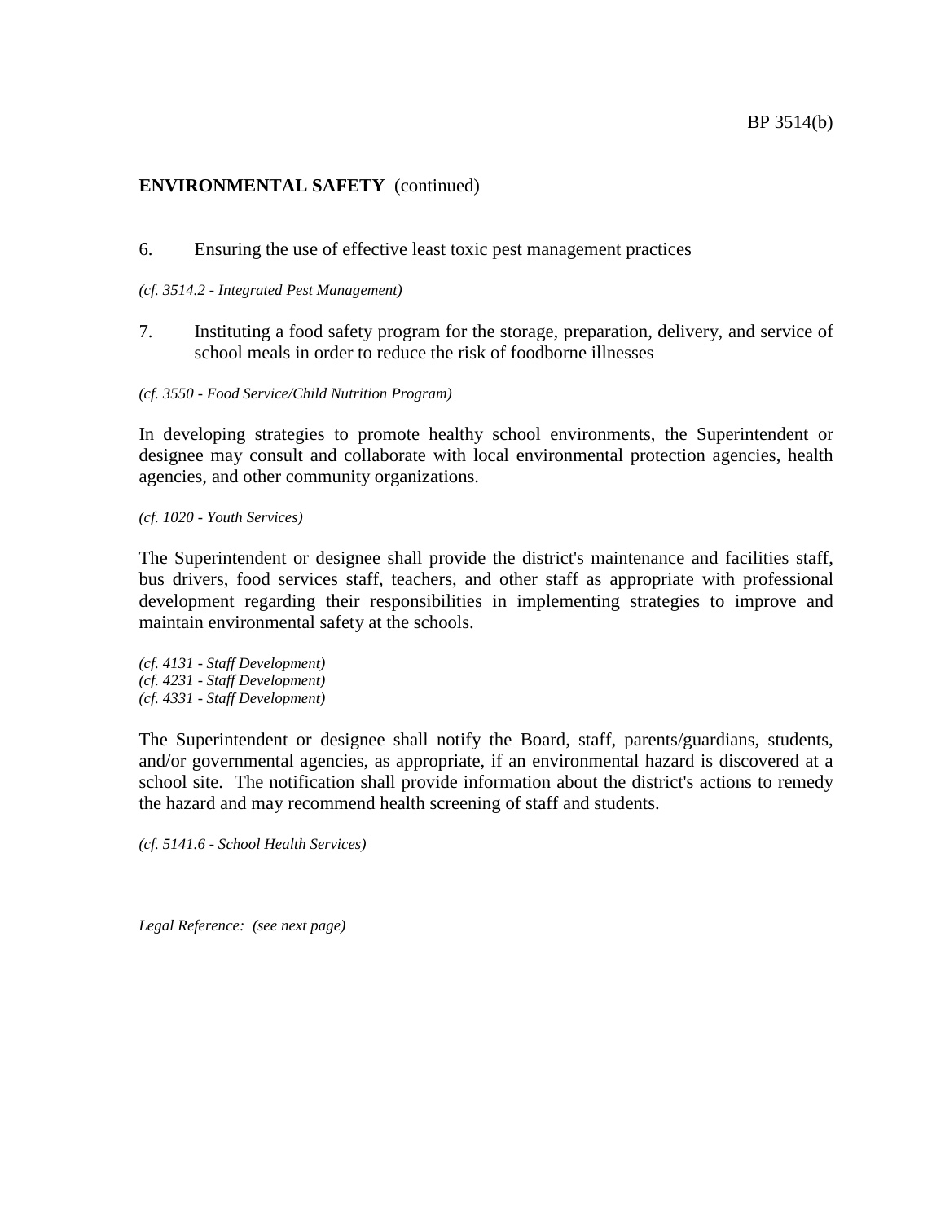**ENVIRONMENTAL SAFETY** (continued)

6. Ensuring the use of effective least toxic pest management practices

*(cf. 3514.2 - Integrated Pest Management)*

7. Instituting a food safety program for the storage, preparation, delivery, and service of school meals in order to reduce the risk of foodborne illnesses

*(cf. 3550 - Food Service/Child Nutrition Program)*

In developing strategies to promote healthy school environments, the Superintendent or designee may consult and collaborate with local environmental protection agencies, health agencies, and other community organizations.

*(cf. 1020 - Youth Services)*

The Superintendent or designee shall provide the district's maintenance and facilities staff, bus drivers, food services staff, teachers, and other staff as appropriate with professional development regarding their responsibilities in implementing strategies to improve and maintain environmental safety at the schools.

*(cf. 4131 - Staff Development)*
*(cf. 4231 - Staff Development)*
*(cf. 4331 - Staff Development)*

The Superintendent or designee shall notify the Board, staff, parents/guardians, students, and/or governmental agencies, as appropriate, if an environmental hazard is discovered at a school site. The notification shall provide information about the district's actions to remedy the hazard and may recommend health screening of staff and students.

*(cf. 5141.6 - School Health Services)*

*Legal Reference: (see next page)*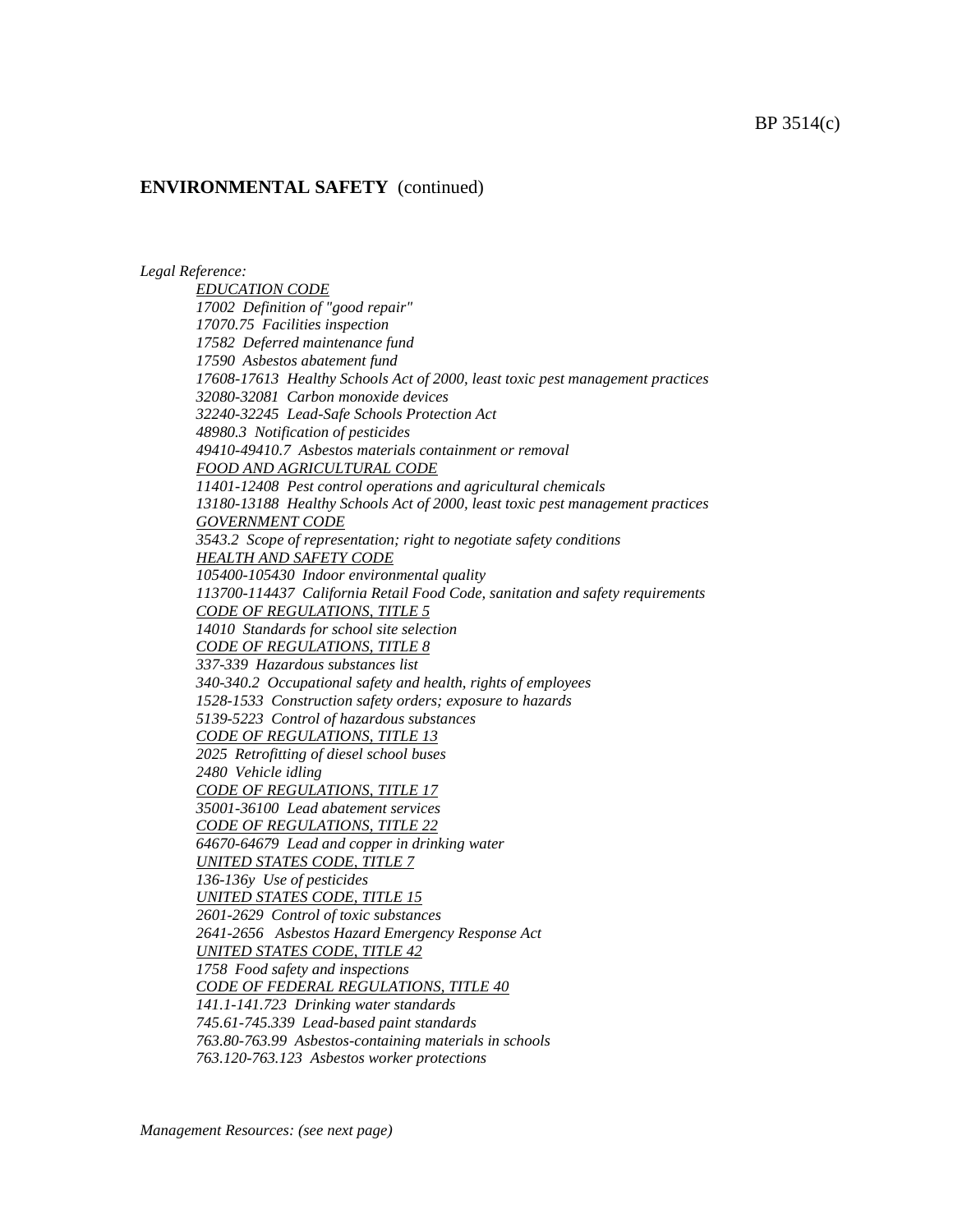**ENVIRONMENTAL SAFETY** (continued)

*Legal Reference:*

*EDUCATION CODE*
*17002 Definition of "good repair"*
*17070.75 Facilities inspection*
*17582 Deferred maintenance fund*
*17590 Asbestos abatement fund*
*17608-17613 Healthy Schools Act of 2000, least toxic pest management practices*
*32080-32081 Carbon monoxide devices*
*32240-32245 Lead-Safe Schools Protection Act*
*48980.3 Notification of pesticides*
*49410-49410.7 Asbestos materials containment or removal*

*FOOD AND AGRICULTURAL CODE*
*11401-12408 Pest control operations and agricultural chemicals*
*13180-13188 Healthy Schools Act of 2000, least toxic pest management practices*

*GOVERNMENT CODE*
*3543.2 Scope of representation; right to negotiate safety conditions*

*HEALTH AND SAFETY CODE*
*105400-105430 Indoor environmental quality*
*113700-114437 California Retail Food Code, sanitation and safety requirements*

*CODE OF REGULATIONS, TITLE 5*
*14010 Standards for school site selection*

*CODE OF REGULATIONS, TITLE 8*
*337-339 Hazardous substances list*
*340-340.2 Occupational safety and health, rights of employees*
*1528-1533 Construction safety orders; exposure to hazards*
*5139-5223 Control of hazardous substances*

*CODE OF REGULATIONS, TITLE 13*
*2025 Retrofitting of diesel school buses*
*2480 Vehicle idling*

*CODE OF REGULATIONS, TITLE 17*
*35001-36100 Lead abatement services*

*CODE OF REGULATIONS, TITLE 22*
*64670-64679 Lead and copper in drinking water*

*UNITED STATES CODE, TITLE 7*
*136-136y Use of pesticides*

*UNITED STATES CODE, TITLE 15*
*2601-2629 Control of toxic substances*
*2641-2656 Asbestos Hazard Emergency Response Act*

*UNITED STATES CODE, TITLE 42*
*1758 Food safety and inspections*

*CODE OF FEDERAL REGULATIONS, TITLE 40*
*141.1-141.723 Drinking water standards*
*745.61-745.339 Lead-based paint standards*
*763.80-763.99 Asbestos-containing materials in schools*
*763.120-763.123 Asbestos worker protections*

*Management Resources: (see next page)*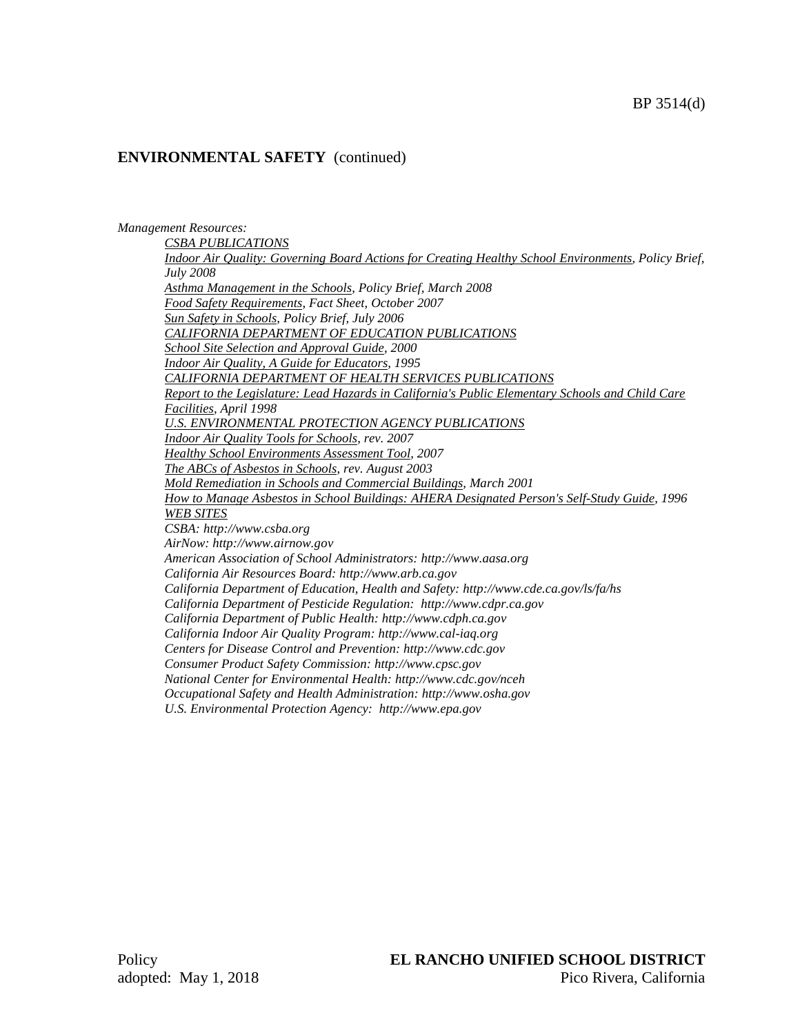## ENVIRONMENTAL SAFETY (continued)

*Management Resources:*

*CSBA PUBLICATIONS*

*Indoor Air Quality: Governing Board Actions for Creating Healthy School Environments, Policy Brief, July 2008*

*Asthma Management in the Schools, Policy Brief, March 2008*

*Food Safety Requirements, Fact Sheet, October 2007*

*Sun Safety in Schools, Policy Brief, July 2006*

*CALIFORNIA DEPARTMENT OF EDUCATION PUBLICATIONS*

*School Site Selection and Approval Guide, 2000*

*Indoor Air Quality, A Guide for Educators, 1995*

*CALIFORNIA DEPARTMENT OF HEALTH SERVICES PUBLICATIONS*

*Report to the Legislature: Lead Hazards in California's Public Elementary Schools and Child Care Facilities, April 1998*

*U.S. ENVIRONMENTAL PROTECTION AGENCY PUBLICATIONS*

*Indoor Air Quality Tools for Schools, rev. 2007*

*Healthy School Environments Assessment Tool, 2007*

*The ABCs of Asbestos in Schools, rev. August 2003*

*Mold Remediation in Schools and Commercial Buildings, March 2001*

*How to Manage Asbestos in School Buildings: AHERA Designated Person's Self-Study Guide, 1996*

*WEB SITES*

*CSBA: http://www.csba.org*

*AirNow: http://www.airnow.gov*

*American Association of School Administrators: http://www.aasa.org*

*California Air Resources Board: http://www.arb.ca.gov*

*California Department of Education, Health and Safety: http://www.cde.ca.gov/ls/fa/hs*

*California Department of Pesticide Regulation: http://www.cdpr.ca.gov*

*California Department of Public Health: http://www.cdph.ca.gov*

*California Indoor Air Quality Program: http://www.cal-iaq.org*

*Centers for Disease Control and Prevention: http://www.cdc.gov*

*Consumer Product Safety Commission: http://www.cpsc.gov*

*National Center for Environmental Health: http://www.cdc.gov/nceh*

*Occupational Safety and Health Administration: http://www.osha.gov*

*U.S. Environmental Protection Agency: http://www.epa.gov*

Policy
adopted: May 1, 2018

**EL RANCHO UNIFIED SCHOOL DISTRICT**
Pico Rivera, California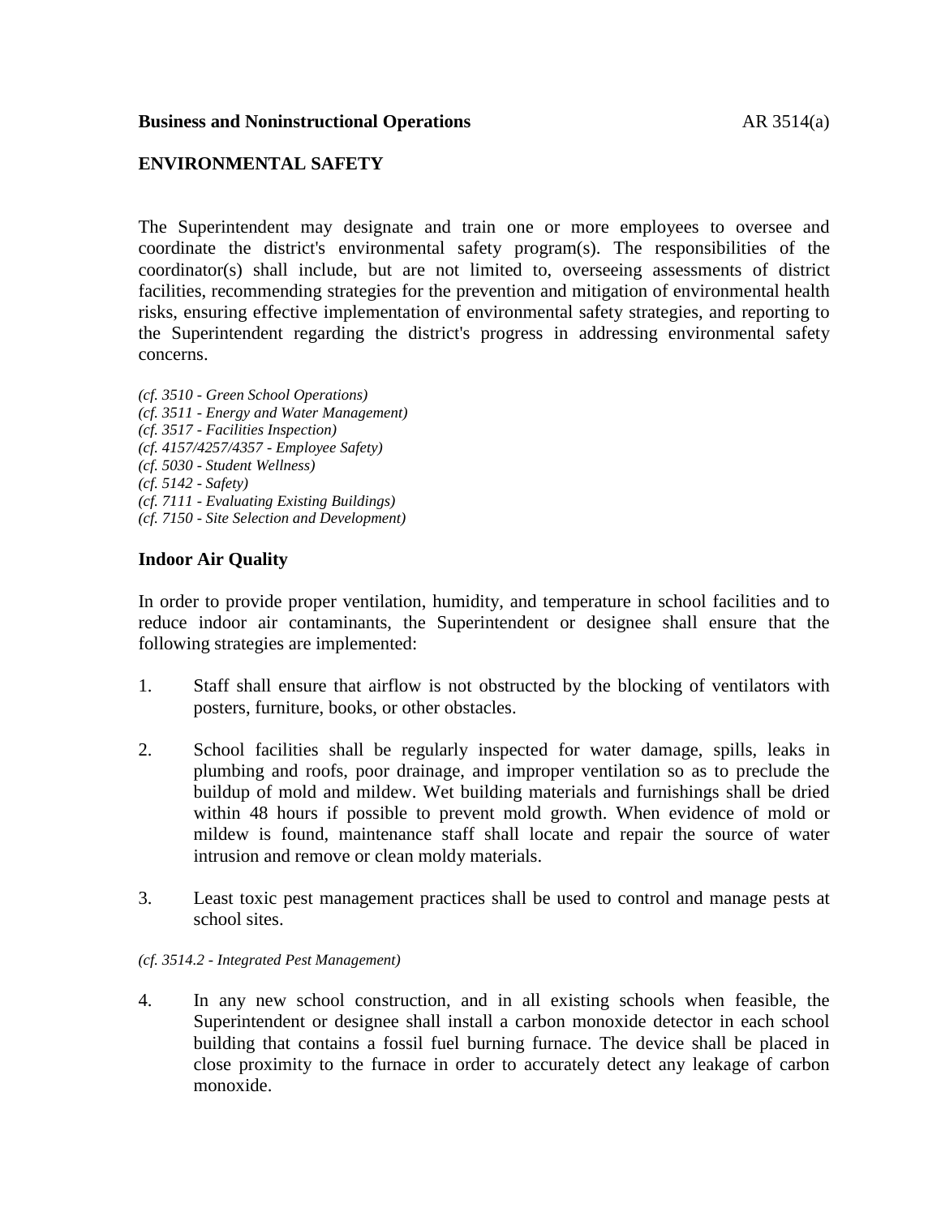**Business and Noninstructional Operations**

## ENVIRONMENTAL SAFETY

The Superintendent may designate and train one or more employees to oversee and coordinate the district's environmental safety program(s). The responsibilities of the coordinator(s) shall include, but are not limited to, overseeing assessments of district facilities, recommending strategies for the prevention and mitigation of environmental health risks, ensuring effective implementation of environmental safety strategies, and reporting to the Superintendent regarding the district's progress in addressing environmental safety concerns.

*(cf. 3510 - Green School Operations)*
*(cf. 3511 - Energy and Water Management)*
*(cf. 3517 - Facilities Inspection)*
*(cf. 4157/4257/4357 - Employee Safety)*
*(cf. 5030 - Student Wellness)*
*(cf. 5142 - Safety)*
*(cf. 7111 - Evaluating Existing Buildings)*
*(cf. 7150 - Site Selection and Development)*

### Indoor Air Quality

In order to provide proper ventilation, humidity, and temperature in school facilities and to reduce indoor air contaminants, the Superintendent or designee shall ensure that the following strategies are implemented:

1. Staff shall ensure that airflow is not obstructed by the blocking of ventilators with posters, furniture, books, or other obstacles.

2. School facilities shall be regularly inspected for water damage, spills, leaks in plumbing and roofs, poor drainage, and improper ventilation so as to preclude the buildup of mold and mildew. Wet building materials and furnishings shall be dried within 48 hours if possible to prevent mold growth. When evidence of mold or mildew is found, maintenance staff shall locate and repair the source of water intrusion and remove or clean moldy materials.

3. Least toxic pest management practices shall be used to control and manage pests at school sites.

*(cf. 3514.2 - Integrated Pest Management)*

4. In any new school construction, and in all existing schools when feasible, the Superintendent or designee shall install a carbon monoxide detector in each school building that contains a fossil fuel burning furnace. The device shall be placed in close proximity to the furnace in order to accurately detect any leakage of carbon monoxide.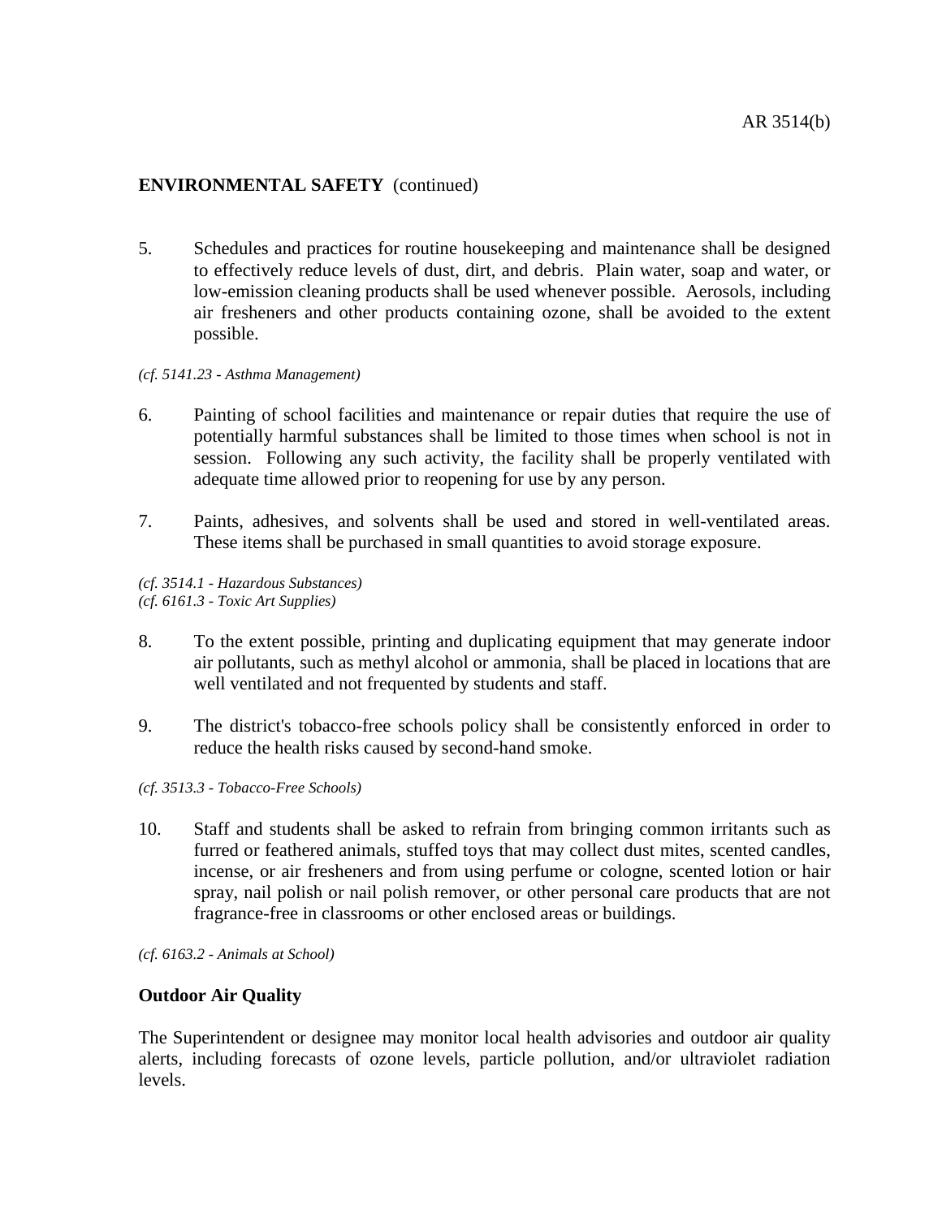**ENVIRONMENTAL SAFETY** (continued)

5. Schedules and practices for routine housekeeping and maintenance shall be designed to effectively reduce levels of dust, dirt, and debris. Plain water, soap and water, or low-emission cleaning products shall be used whenever possible. Aerosols, including air fresheners and other products containing ozone, shall be avoided to the extent possible.

*(cf. 5141.23 - Asthma Management)*

6. Painting of school facilities and maintenance or repair duties that require the use of potentially harmful substances shall be limited to those times when school is not in session. Following any such activity, the facility shall be properly ventilated with adequate time allowed prior to reopening for use by any person.

7. Paints, adhesives, and solvents shall be used and stored in well-ventilated areas. These items shall be purchased in small quantities to avoid storage exposure.

*(cf. 3514.1 - Hazardous Substances)*
*(cf. 6161.3 - Toxic Art Supplies)*

8. To the extent possible, printing and duplicating equipment that may generate indoor air pollutants, such as methyl alcohol or ammonia, shall be placed in locations that are well ventilated and not frequented by students and staff.

9. The district's tobacco-free schools policy shall be consistently enforced in order to reduce the health risks caused by second-hand smoke.

*(cf. 3513.3 - Tobacco-Free Schools)*

10. Staff and students shall be asked to refrain from bringing common irritants such as furred or feathered animals, stuffed toys that may collect dust mites, scented candles, incense, or air fresheners and from using perfume or cologne, scented lotion or hair spray, nail polish or nail polish remover, or other personal care products that are not fragrance-free in classrooms or other enclosed areas or buildings.

*(cf. 6163.2 - Animals at School)*

**Outdoor Air Quality**

The Superintendent or designee may monitor local health advisories and outdoor air quality alerts, including forecasts of ozone levels, particle pollution, and/or ultraviolet radiation levels.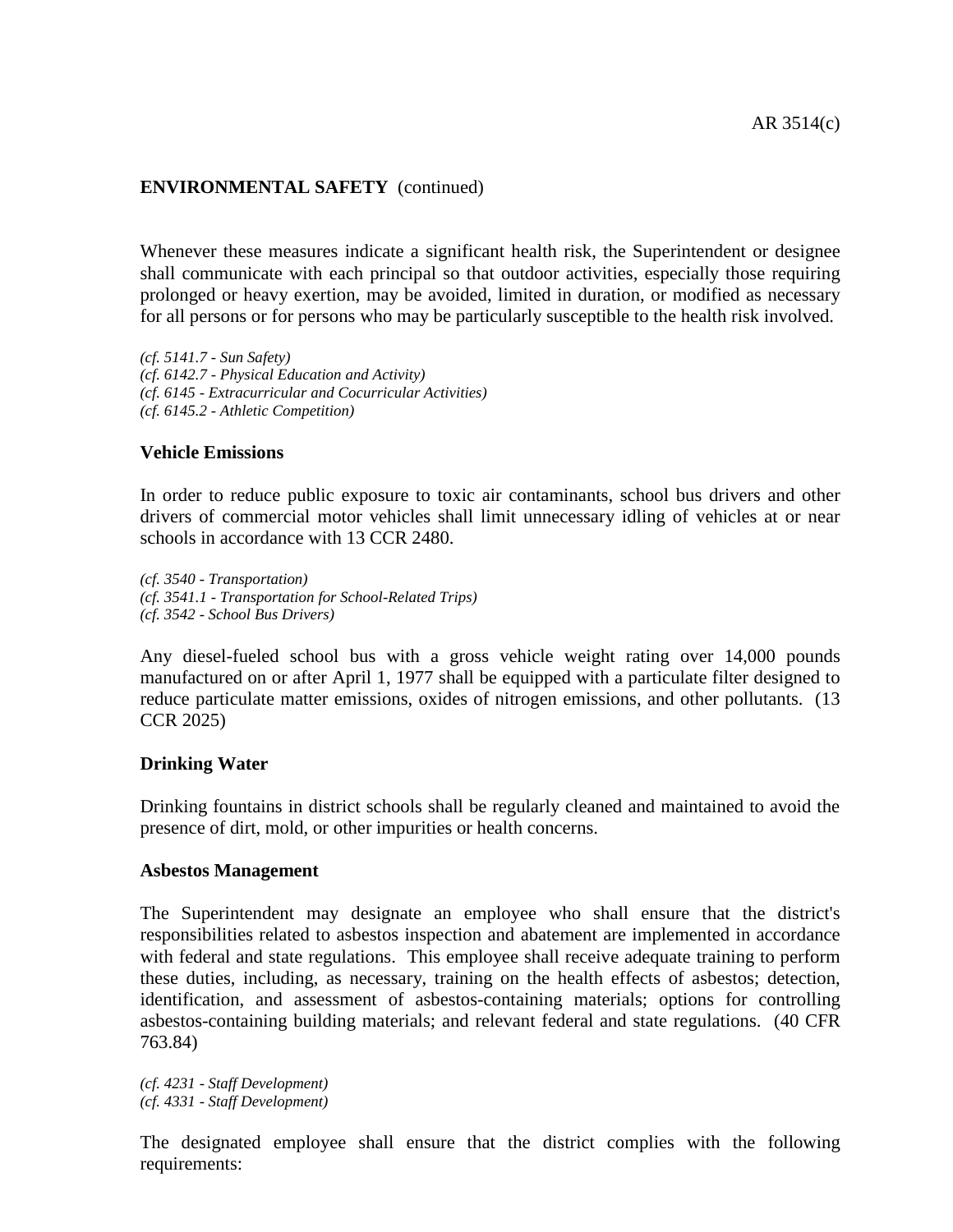**ENVIRONMENTAL SAFETY** (continued)

Whenever these measures indicate a significant health risk, the Superintendent or designee shall communicate with each principal so that outdoor activities, especially those requiring prolonged or heavy exertion, may be avoided, limited in duration, or modified as necessary for all persons or for persons who may be particularly susceptible to the health risk involved.

*(cf. 5141.7 - Sun Safety)*
*(cf. 6142.7 - Physical Education and Activity)*
*(cf. 6145 - Extracurricular and Cocurricular Activities)*
*(cf. 6145.2 - Athletic Competition)*

**Vehicle Emissions**

In order to reduce public exposure to toxic air contaminants, school bus drivers and other drivers of commercial motor vehicles shall limit unnecessary idling of vehicles at or near schools in accordance with 13 CCR 2480.

*(cf. 3540 - Transportation)*
*(cf. 3541.1 - Transportation for School-Related Trips)*
*(cf. 3542 - School Bus Drivers)*

Any diesel-fueled school bus with a gross vehicle weight rating over 14,000 pounds manufactured on or after April 1, 1977 shall be equipped with a particulate filter designed to reduce particulate matter emissions, oxides of nitrogen emissions, and other pollutants. (13 CCR 2025)

**Drinking Water**

Drinking fountains in district schools shall be regularly cleaned and maintained to avoid the presence of dirt, mold, or other impurities or health concerns.

**Asbestos Management**

The Superintendent may designate an employee who shall ensure that the district's responsibilities related to asbestos inspection and abatement are implemented in accordance with federal and state regulations. This employee shall receive adequate training to perform these duties, including, as necessary, training on the health effects of asbestos; detection, identification, and assessment of asbestos-containing materials; options for controlling asbestos-containing building materials; and relevant federal and state regulations. (40 CFR 763.84)

*(cf. 4231 - Staff Development)*
*(cf. 4331 - Staff Development)*

The designated employee shall ensure that the district complies with the following requirements: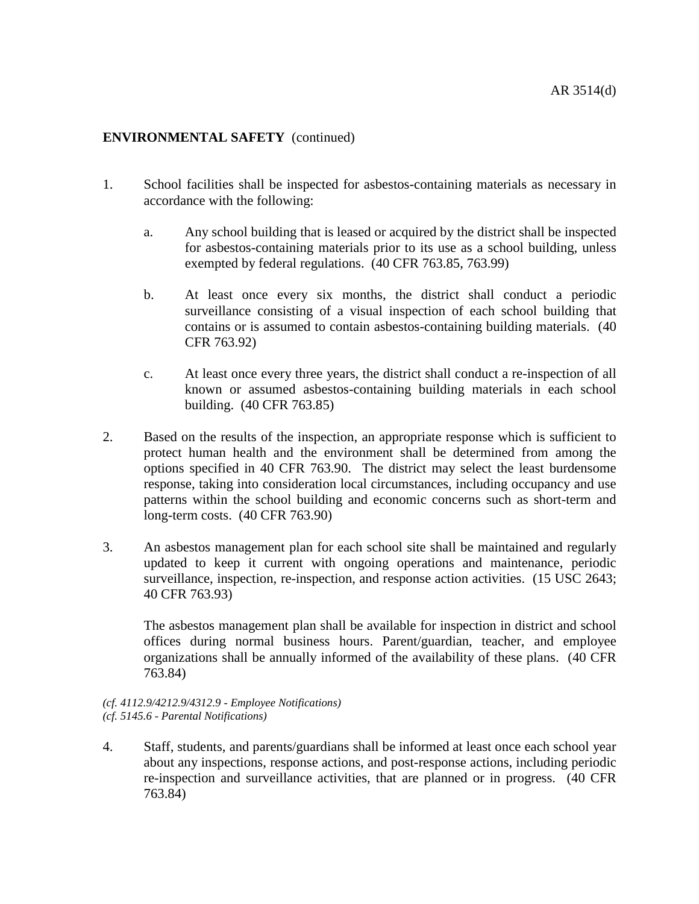**ENVIRONMENTAL SAFETY** (continued)

1. School facilities shall be inspected for asbestos-containing materials as necessary in accordance with the following:

   a. Any school building that is leased or acquired by the district shall be inspected for asbestos-containing materials prior to its use as a school building, unless exempted by federal regulations. (40 CFR 763.85, 763.99)

   b. At least once every six months, the district shall conduct a periodic surveillance consisting of a visual inspection of each school building that contains or is assumed to contain asbestos-containing building materials. (40 CFR 763.92)

   c. At least once every three years, the district shall conduct a re-inspection of all known or assumed asbestos-containing building materials in each school building. (40 CFR 763.85)

2. Based on the results of the inspection, an appropriate response which is sufficient to protect human health and the environment shall be determined from among the options specified in 40 CFR 763.90. The district may select the least burdensome response, taking into consideration local circumstances, including occupancy and use patterns within the school building and economic concerns such as short-term and long-term costs. (40 CFR 763.90)

3. An asbestos management plan for each school site shall be maintained and regularly updated to keep it current with ongoing operations and maintenance, periodic surveillance, inspection, re-inspection, and response action activities. (15 USC 2643; 40 CFR 763.93)

   The asbestos management plan shall be available for inspection in district and school offices during normal business hours. Parent/guardian, teacher, and employee organizations shall be annually informed of the availability of these plans. (40 CFR 763.84)

*(cf. 4112.9/4212.9/4312.9 - Employee Notifications)*
*(cf. 5145.6 - Parental Notifications)*

4. Staff, students, and parents/guardians shall be informed at least once each school year about any inspections, response actions, and post-response actions, including periodic re-inspection and surveillance activities, that are planned or in progress. (40 CFR 763.84)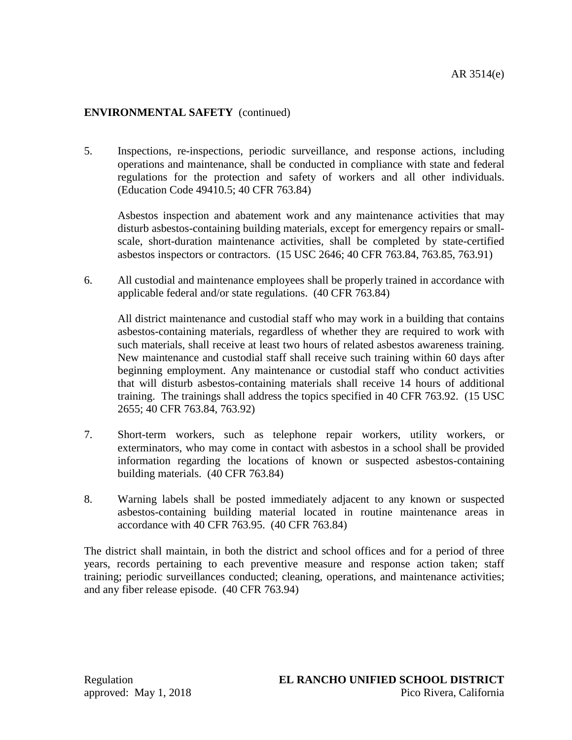**ENVIRONMENTAL SAFETY** (continued)

5. Inspections, re-inspections, periodic surveillance, and response actions, including operations and maintenance, shall be conducted in compliance with state and federal regulations for the protection and safety of workers and all other individuals. (Education Code 49410.5; 40 CFR 763.84)

   Asbestos inspection and abatement work and any maintenance activities that may disturb asbestos-containing building materials, except for emergency repairs or small-scale, short-duration maintenance activities, shall be completed by state-certified asbestos inspectors or contractors. (15 USC 2646; 40 CFR 763.84, 763.85, 763.91)

6. All custodial and maintenance employees shall be properly trained in accordance with applicable federal and/or state regulations. (40 CFR 763.84)

   All district maintenance and custodial staff who may work in a building that contains asbestos-containing materials, regardless of whether they are required to work with such materials, shall receive at least two hours of related asbestos awareness training. New maintenance and custodial staff shall receive such training within 60 days after beginning employment. Any maintenance or custodial staff who conduct activities that will disturb asbestos-containing materials shall receive 14 hours of additional training. The trainings shall address the topics specified in 40 CFR 763.92. (15 USC 2655; 40 CFR 763.84, 763.92)

7. Short-term workers, such as telephone repair workers, utility workers, or exterminators, who may come in contact with asbestos in a school shall be provided information regarding the locations of known or suspected asbestos-containing building materials. (40 CFR 763.84)

8. Warning labels shall be posted immediately adjacent to any known or suspected asbestos-containing building material located in routine maintenance areas in accordance with 40 CFR 763.95. (40 CFR 763.84)

The district shall maintain, in both the district and school offices and for a period of three years, records pertaining to each preventive measure and response action taken; staff training; periodic surveillances conducted; cleaning, operations, and maintenance activities; and any fiber release episode. (40 CFR 763.94)

Regulation
approved: May 1, 2018

**EL RANCHO UNIFIED SCHOOL DISTRICT**
Pico Rivera, California